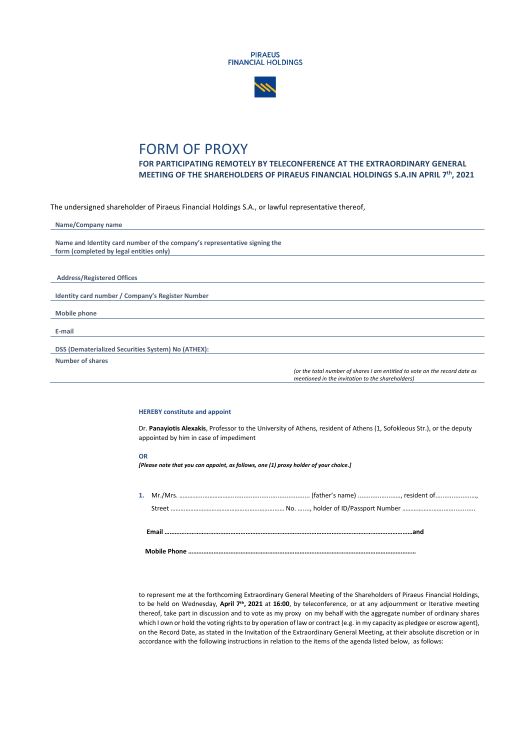PIRAEUS
FINANCIAL HOLDINGS

# FORM OF PROXY

**FOR PARTICIPATING REMOTELY BY TELECONFERENCE AT THE EXTRAORDINARY GENERAL MEETING OF THE SHAREHOLDERS OF PIRAEUS FINANCIAL HOLDINGS S.A.IN APRIL 7th, 2021**

The undersigned shareholder of Piraeus Financial Holdings S.A., or lawful representative thereof,

**Name/Company name**

**Name and Identity card number of the company's representative signing the form (completed by legal entities only)**

**Address/Registered Offices**

**Identity card number / Company's Register Number**

**Mobile phone**

**E-mail**

**DSS (Dematerialized Securities System) No (ATHEX):**

**Number of shares**

*(or the total number of shares I am entitled to vote on the record date as mentioned in the invitation to the shareholders)*

**HEREBY constitute and appoint**

Dr. **Panayiotis Alexakis**, Professor to the University of Athens, resident of Athens (1, Sofokleous Str.), or the deputy appointed by him in case of impediment

**OR**

***[Please note that you can appoint, as follows, one (1) proxy holder of your choice.]***

1. Mr./Mrs. ………………………….......................................... (father's name) ......................., resident of......................., Street ………………………………………….………………. No. ……., holder of ID/Passport Number ……………………………..........

**Email ……………………………………………………………………………………………………………………………………and**

**Mobile Phone ……………………………………………………………………………………………………………………**

to represent me at the forthcoming Extraordinary General Meeting of the Shareholders of Piraeus Financial Holdings, to be held on Wednesday, **April 7th, 2021** at **16:00**, by teleconference, or at any adjournment or Iterative meeting thereof, take part in discussion and to vote as my proxy on my behalf with the aggregate number of ordinary shares which I own or hold the voting rights to by operation of law or contract (e.g. in my capacity as pledgee or escrow agent), on the Record Date, as stated in the Invitation of the Extraordinary General Meeting, at their absolute discretion or in accordance with the following instructions in relation to the items of the agenda listed below, as follows: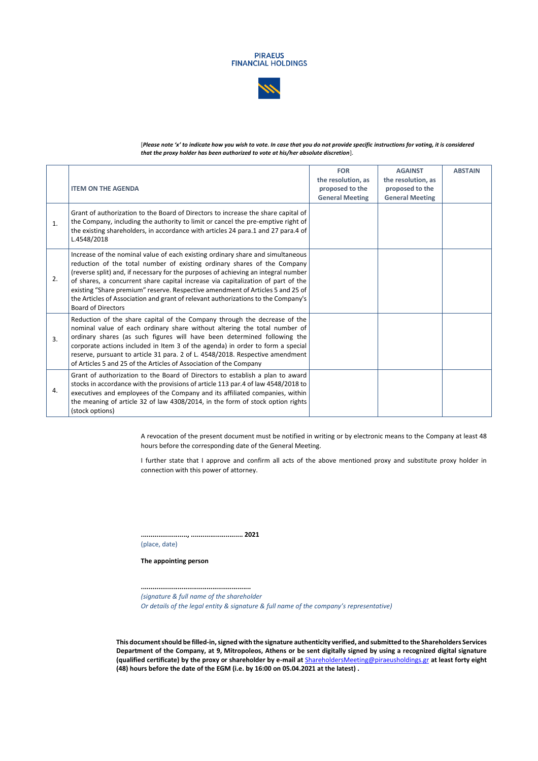**PIRAEUS FINANCIAL HOLDINGS**

[*Please note 'x' to indicate how you wish to vote. In case that you do not provide specific instructions for voting, it is considered that the proxy holder has been authorized to vote at his/her absolute discretion*].

| | ITEM ON THE AGENDA | FOR the resolution, as proposed to the General Meeting | AGAINST the resolution, as proposed to the General Meeting | ABSTAIN |
|---|---|---|---|---|
| 1. | Grant of authorization to the Board of Directors to increase the share capital of the Company, including the authority to limit or cancel the pre-emptive right of the existing shareholders, in accordance with articles 24 para.1 and 27 para.4 of L.4548/2018 | | | |
| 2. | Increase of the nominal value of each existing ordinary share and simultaneous reduction of the total number of existing ordinary shares of the Company (reverse split) and, if necessary for the purposes of achieving an integral number of shares, a concurrent share capital increase via capitalization of part of the existing "Share premium" reserve. Respective amendment of Articles 5 and 25 of the Articles of Association and grant of relevant authorizations to the Company's Board of Directors | | | |
| 3. | Reduction of the share capital of the Company through the decrease of the nominal value of each ordinary share without altering the total number of ordinary shares (as such figures will have been determined following the corporate actions included in Item 3 of the agenda) in order to form a special reserve, pursuant to article 31 para. 2 of L. 4548/2018. Respective amendment of Articles 5 and 25 of the Articles of Association of the Company | | | |
| 4. | Grant of authorization to the Board of Directors to establish a plan to award stocks in accordance with the provisions of article 113 par.4 of law 4548/2018 to executives and employees of the Company and its affiliated companies, within the meaning of article 32 of law 4308/2014, in the form of stock option rights (stock options) | | | |

A revocation of the present document must be notified in writing or by electronic means to the Company at least 48 hours before the corresponding date of the General Meeting.

I further state that I approve and confirm all acts of the above mentioned proxy and substitute proxy holder in connection with this power of attorney.

**……………………, ……………………… 2021**
(place, date)

**The appointing person**

**…………………………………………………**
*(signature & full name of the shareholder*
*Or details of the legal entity & signature & full name of the company's representative)*

**This document should be filled-in, signed with the signature authenticity verified, and submitted to the Shareholders Services Department of the Company, at 9, Mitropoleos, Athens or be sent digitally signed by using a recognized digital signature (qualified certificate) by the proxy or shareholder by e-mail at ShareholdersMeeting@piraeusholdings.gr at least forty eight (48) hours before the date of the EGM (i.e. by 16:00 on 05.04.2021 at the latest) .**